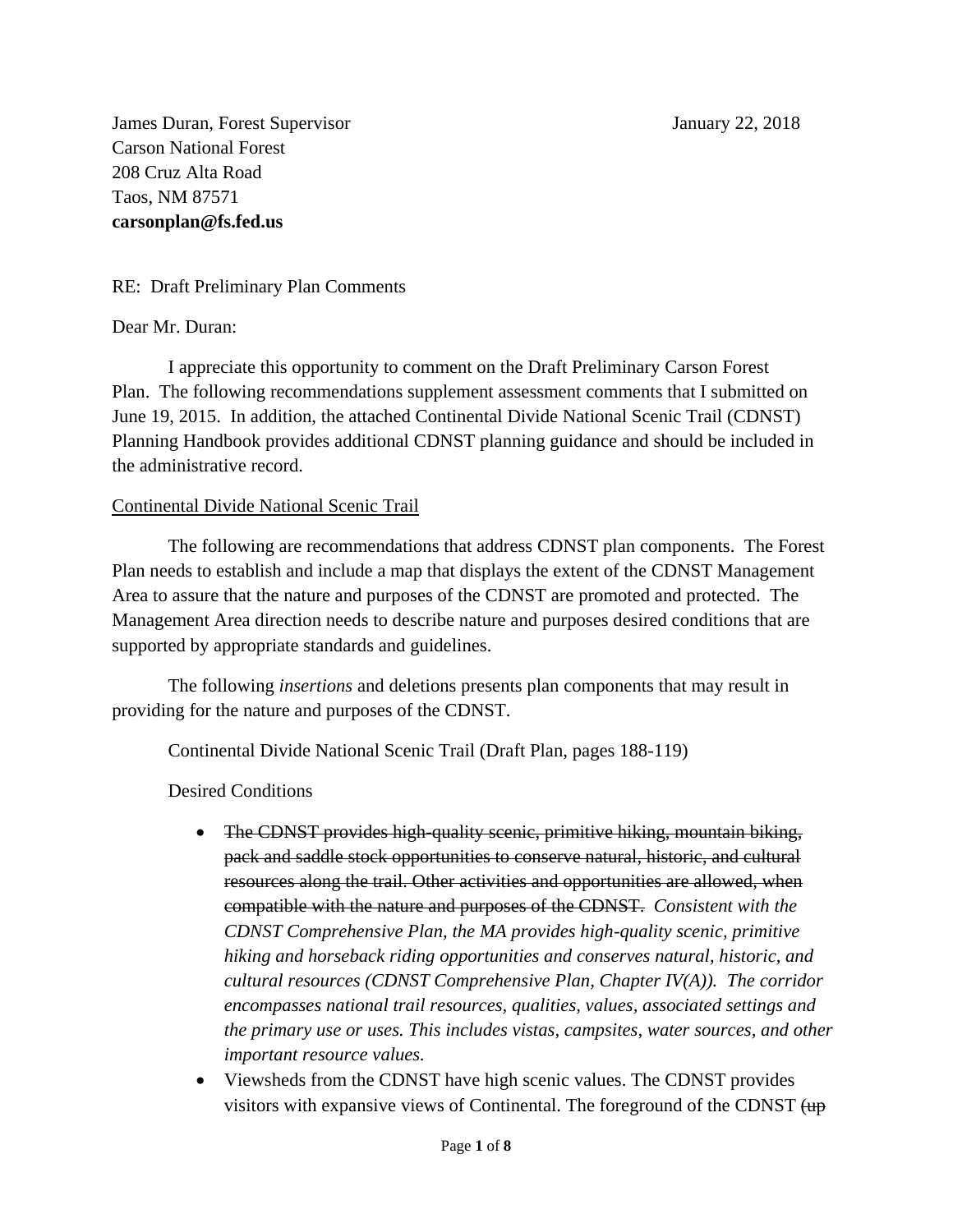James Duran, Forest Supervisor
Carson National Forest
208 Cruz Alta Road
Taos, NM 87571
**carsonplan@fs.fed.us**

January 22, 2018

RE: Draft Preliminary Plan Comments

Dear Mr. Duran:

I appreciate this opportunity to comment on the Draft Preliminary Carson Forest Plan. The following recommendations supplement assessment comments that I submitted on June 19, 2015. In addition, the attached Continental Divide National Scenic Trail (CDNST) Planning Handbook provides additional CDNST planning guidance and should be included in the administrative record.

<u>Continental Divide National Scenic Trail</u>

The following are recommendations that address CDNST plan components. The Forest Plan needs to establish and include a map that displays the extent of the CDNST Management Area to assure that the nature and purposes of the CDNST are promoted and protected. The Management Area direction needs to describe nature and purposes desired conditions that are supported by appropriate standards and guidelines.

The following *insertions* and deletions presents plan components that may result in providing for the nature and purposes of the CDNST.

Continental Divide National Scenic Trail (Draft Plan, pages 188-119)

Desired Conditions

- ~~The CDNST provides high-quality scenic, primitive hiking, mountain biking, pack and saddle stock opportunities to conserve natural, historic, and cultural resources along the trail. Other activities and opportunities are allowed, when compatible with the nature and purposes of the CDNST.~~ *Consistent with the CDNST Comprehensive Plan, the MA provides high-quality scenic, primitive hiking and horseback riding opportunities and conserves natural, historic, and cultural resources (CDNST Comprehensive Plan, Chapter IV(A)). The corridor encompasses national trail resources, qualities, values, associated settings and the primary use or uses. This includes vistas, campsites, water sources, and other important resource values.*
- Viewsheds from the CDNST have high scenic values. The CDNST provides visitors with expansive views of Continental. The foreground of the CDNST ~~(up~~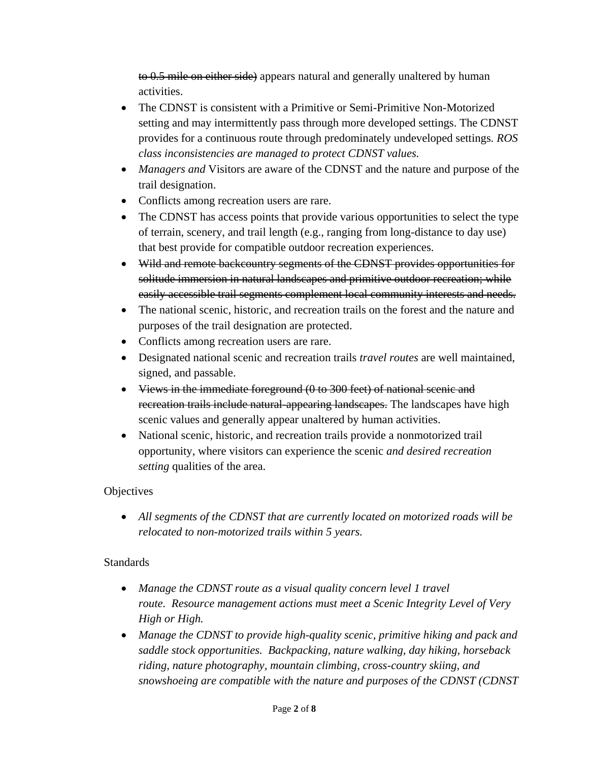~~to 0.5 mile on either side)~~ appears natural and generally unaltered by human activities.

- The CDNST is consistent with a Primitive or Semi-Primitive Non-Motorized setting and may intermittently pass through more developed settings. The CDNST provides for a continuous route through predominately undeveloped settings. *ROS class inconsistencies are managed to protect CDNST values.*
- *Managers and* Visitors are aware of the CDNST and the nature and purpose of the trail designation.
- Conflicts among recreation users are rare.
- The CDNST has access points that provide various opportunities to select the type of terrain, scenery, and trail length (e.g., ranging from long-distance to day use) that best provide for compatible outdoor recreation experiences.
- ~~Wild and remote backcountry segments of the CDNST provides opportunities for solitude immersion in natural landscapes and primitive outdoor recreation; while easily accessible trail segments complement local community interests and needs.~~
- The national scenic, historic, and recreation trails on the forest and the nature and purposes of the trail designation are protected.
- Conflicts among recreation users are rare.
- Designated national scenic and recreation trails *travel routes* are well maintained, signed, and passable.
- ~~Views in the immediate foreground (0 to 300 feet) of national scenic and recreation trails include natural-appearing landscapes.~~ The landscapes have high scenic values and generally appear unaltered by human activities.
- National scenic, historic, and recreation trails provide a nonmotorized trail opportunity, where visitors can experience the scenic *and desired recreation setting* qualities of the area.

Objectives

- *All segments of the CDNST that are currently located on motorized roads will be relocated to non-motorized trails within 5 years.*

Standards

- *Manage the CDNST route as a visual quality concern level 1 travel route. Resource management actions must meet a Scenic Integrity Level of Very High or High.*
- *Manage the CDNST to provide high-quality scenic, primitive hiking and pack and saddle stock opportunities. Backpacking, nature walking, day hiking, horseback riding, nature photography, mountain climbing, cross-country skiing, and snowshoeing are compatible with the nature and purposes of the CDNST (CDNST*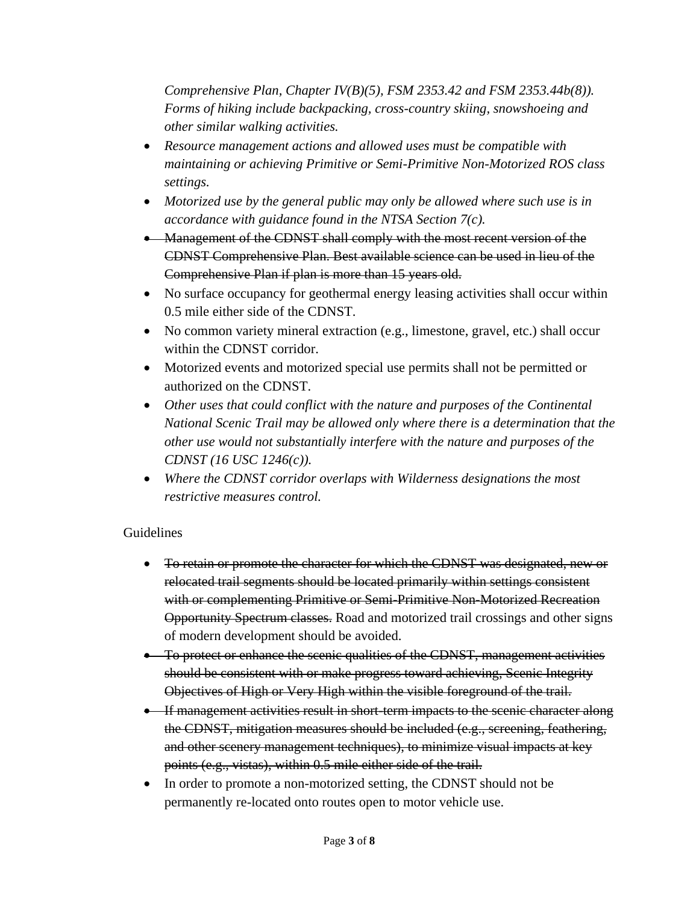*Comprehensive Plan, Chapter IV(B)(5), FSM 2353.42 and FSM 2353.44b(8)). Forms of hiking include backpacking, cross-country skiing, snowshoeing and other similar walking activities.*

- *Resource management actions and allowed uses must be compatible with maintaining or achieving Primitive or Semi-Primitive Non-Motorized ROS class settings.*
- *Motorized use by the general public may only be allowed where such use is in accordance with guidance found in the NTSA Section 7(c).*
- ~~Management of the CDNST shall comply with the most recent version of the CDNST Comprehensive Plan. Best available science can be used in lieu of the Comprehensive Plan if plan is more than 15 years old.~~
- No surface occupancy for geothermal energy leasing activities shall occur within 0.5 mile either side of the CDNST.
- No common variety mineral extraction (e.g., limestone, gravel, etc.) shall occur within the CDNST corridor.
- Motorized events and motorized special use permits shall not be permitted or authorized on the CDNST.
- *Other uses that could conflict with the nature and purposes of the Continental National Scenic Trail may be allowed only where there is a determination that the other use would not substantially interfere with the nature and purposes of the CDNST (16 USC 1246(c)).*
- *Where the CDNST corridor overlaps with Wilderness designations the most restrictive measures control.*

Guidelines

- ~~To retain or promote the character for which the CDNST was designated, new or relocated trail segments should be located primarily within settings consistent with or complementing Primitive or Semi-Primitive Non-Motorized Recreation Opportunity Spectrum classes.~~ Road and motorized trail crossings and other signs of modern development should be avoided.
- ~~To protect or enhance the scenic qualities of the CDNST, management activities should be consistent with or make progress toward achieving, Scenic Integrity Objectives of High or Very High within the visible foreground of the trail.~~
- ~~If management activities result in short-term impacts to the scenic character along the CDNST, mitigation measures should be included (e.g., screening, feathering, and other scenery management techniques), to minimize visual impacts at key points (e.g., vistas), within 0.5 mile either side of the trail.~~
- In order to promote a non-motorized setting, the CDNST should not be permanently re-located onto routes open to motor vehicle use.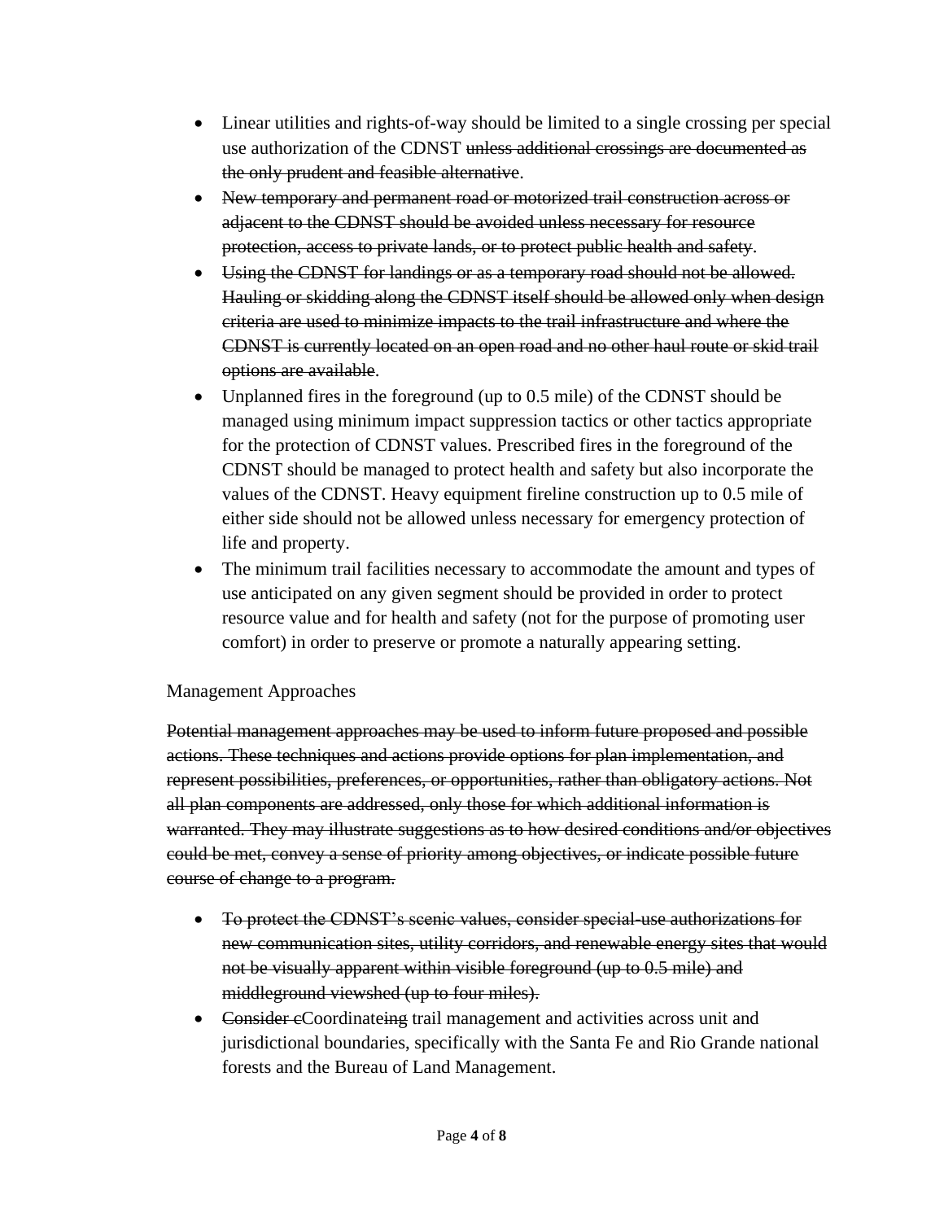- Linear utilities and rights-of-way should be limited to a single crossing per special use authorization of the CDNST ~~unless additional crossings are documented as the only prudent and feasible alternative~~.
- ~~New temporary and permanent road or motorized trail construction across or adjacent to the CDNST should be avoided unless necessary for resource protection, access to private lands, or to protect public health and safety~~.
- ~~Using the CDNST for landings or as a temporary road should not be allowed. Hauling or skidding along the CDNST itself should be allowed only when design criteria are used to minimize impacts to the trail infrastructure and where the CDNST is currently located on an open road and no other haul route or skid trail options are available~~.
- Unplanned fires in the foreground (up to 0.5 mile) of the CDNST should be managed using minimum impact suppression tactics or other tactics appropriate for the protection of CDNST values. Prescribed fires in the foreground of the CDNST should be managed to protect health and safety but also incorporate the values of the CDNST. Heavy equipment fireline construction up to 0.5 mile of either side should not be allowed unless necessary for emergency protection of life and property.
- The minimum trail facilities necessary to accommodate the amount and types of use anticipated on any given segment should be provided in order to protect resource value and for health and safety (not for the purpose of promoting user comfort) in order to preserve or promote a naturally appearing setting.

Management Approaches

~~Potential management approaches may be used to inform future proposed and possible actions. These techniques and actions provide options for plan implementation, and represent possibilities, preferences, or opportunities, rather than obligatory actions. Not all plan components are addressed, only those for which additional information is warranted. They may illustrate suggestions as to how desired conditions and/or objectives could be met, convey a sense of priority among objectives, or indicate possible future course of change to a program.~~

- ~~To protect the CDNST's scenic values, consider special-use authorizations for new communication sites, utility corridors, and renewable energy sites that would not be visually apparent within visible foreground (up to 0.5 mile) and middleground viewshed (up to four miles).~~
- ~~Consider c~~Coordinate~~ing~~ trail management and activities across unit and jurisdictional boundaries, specifically with the Santa Fe and Rio Grande national forests and the Bureau of Land Management.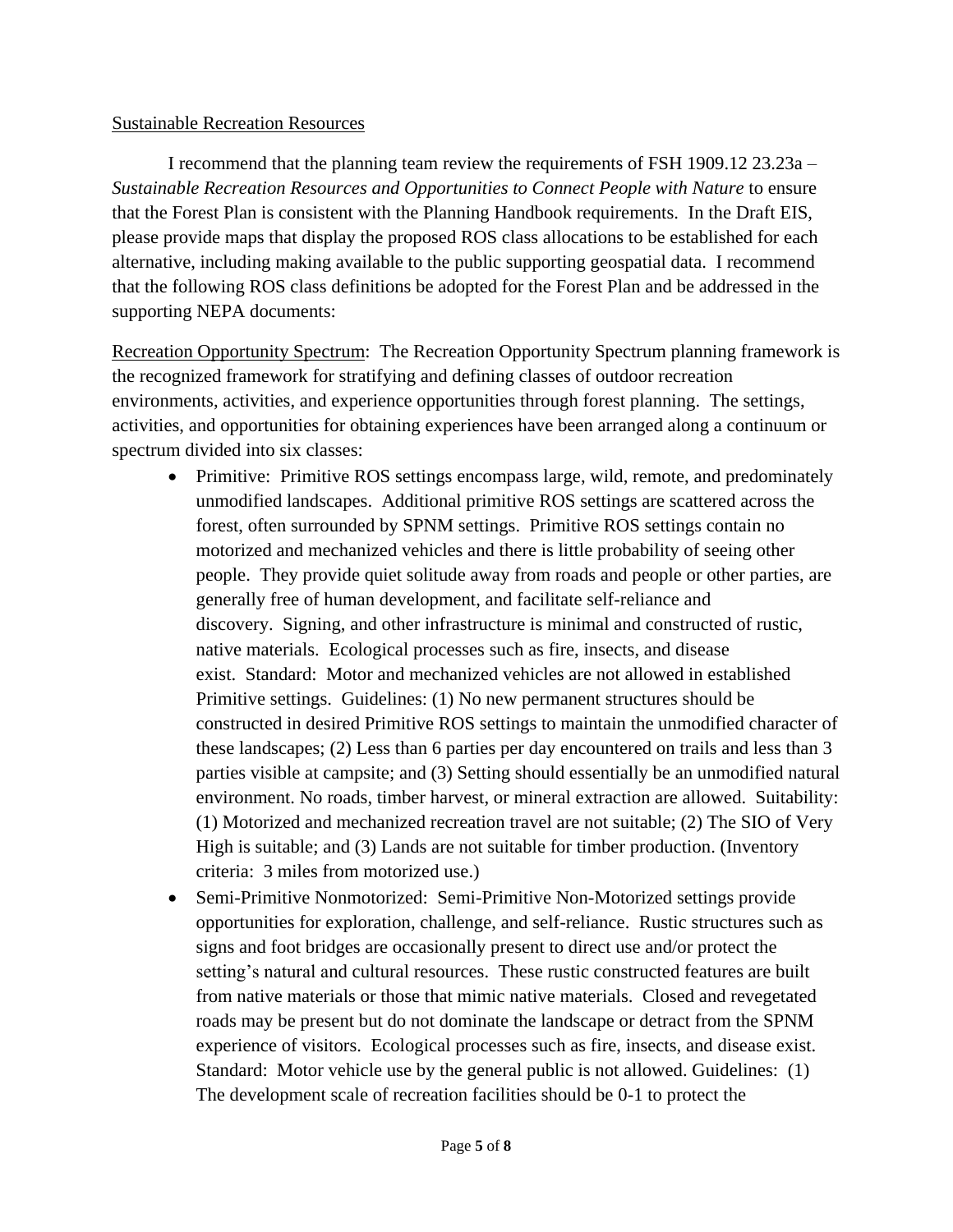<u>Sustainable Recreation Resources</u>

I recommend that the planning team review the requirements of FSH 1909.12 23.23a – *Sustainable Recreation Resources and Opportunities to Connect People with Nature* to ensure that the Forest Plan is consistent with the Planning Handbook requirements. In the Draft EIS, please provide maps that display the proposed ROS class allocations to be established for each alternative, including making available to the public supporting geospatial data. I recommend that the following ROS class definitions be adopted for the Forest Plan and be addressed in the supporting NEPA documents:

<u>Recreation Opportunity Spectrum</u>: The Recreation Opportunity Spectrum planning framework is the recognized framework for stratifying and defining classes of outdoor recreation environments, activities, and experience opportunities through forest planning. The settings, activities, and opportunities for obtaining experiences have been arranged along a continuum or spectrum divided into six classes:

- Primitive: Primitive ROS settings encompass large, wild, remote, and predominately unmodified landscapes. Additional primitive ROS settings are scattered across the forest, often surrounded by SPNM settings. Primitive ROS settings contain no motorized and mechanized vehicles and there is little probability of seeing other people. They provide quiet solitude away from roads and people or other parties, are generally free of human development, and facilitate self-reliance and discovery. Signing, and other infrastructure is minimal and constructed of rustic, native materials. Ecological processes such as fire, insects, and disease exist. Standard: Motor and mechanized vehicles are not allowed in established Primitive settings. Guidelines: (1) No new permanent structures should be constructed in desired Primitive ROS settings to maintain the unmodified character of these landscapes; (2) Less than 6 parties per day encountered on trails and less than 3 parties visible at campsite; and (3) Setting should essentially be an unmodified natural environment. No roads, timber harvest, or mineral extraction are allowed. Suitability: (1) Motorized and mechanized recreation travel are not suitable; (2) The SIO of Very High is suitable; and (3) Lands are not suitable for timber production. (Inventory criteria: 3 miles from motorized use.)
- Semi-Primitive Nonmotorized: Semi-Primitive Non-Motorized settings provide opportunities for exploration, challenge, and self-reliance. Rustic structures such as signs and foot bridges are occasionally present to direct use and/or protect the setting's natural and cultural resources. These rustic constructed features are built from native materials or those that mimic native materials. Closed and revegetated roads may be present but do not dominate the landscape or detract from the SPNM experience of visitors. Ecological processes such as fire, insects, and disease exist. Standard: Motor vehicle use by the general public is not allowed. Guidelines: (1) The development scale of recreation facilities should be 0-1 to protect the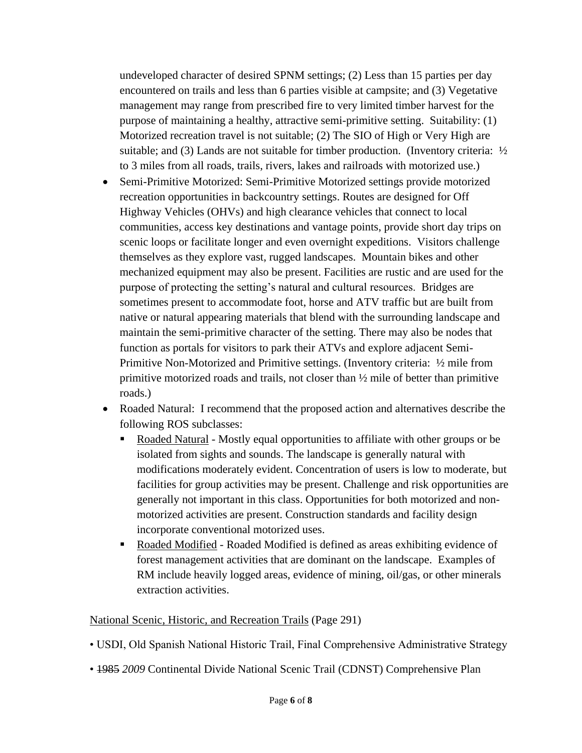undeveloped character of desired SPNM settings; (2) Less than 15 parties per day encountered on trails and less than 6 parties visible at campsite; and (3) Vegetative management may range from prescribed fire to very limited timber harvest for the purpose of maintaining a healthy, attractive semi-primitive setting. Suitability: (1) Motorized recreation travel is not suitable; (2) The SIO of High or Very High are suitable; and (3) Lands are not suitable for timber production. (Inventory criteria: ½ to 3 miles from all roads, trails, rivers, lakes and railroads with motorized use.)

- Semi-Primitive Motorized: Semi-Primitive Motorized settings provide motorized recreation opportunities in backcountry settings. Routes are designed for Off Highway Vehicles (OHVs) and high clearance vehicles that connect to local communities, access key destinations and vantage points, provide short day trips on scenic loops or facilitate longer and even overnight expeditions. Visitors challenge themselves as they explore vast, rugged landscapes. Mountain bikes and other mechanized equipment may also be present. Facilities are rustic and are used for the purpose of protecting the setting's natural and cultural resources. Bridges are sometimes present to accommodate foot, horse and ATV traffic but are built from native or natural appearing materials that blend with the surrounding landscape and maintain the semi-primitive character of the setting. There may also be nodes that function as portals for visitors to park their ATVs and explore adjacent Semi-Primitive Non-Motorized and Primitive settings. (Inventory criteria: ½ mile from primitive motorized roads and trails, not closer than ½ mile of better than primitive roads.)
- Roaded Natural: I recommend that the proposed action and alternatives describe the following ROS subclasses:
  - Roaded Natural - Mostly equal opportunities to affiliate with other groups or be isolated from sights and sounds. The landscape is generally natural with modifications moderately evident. Concentration of users is low to moderate, but facilities for group activities may be present. Challenge and risk opportunities are generally not important in this class. Opportunities for both motorized and non-motorized activities are present. Construction standards and facility design incorporate conventional motorized uses.
  - Roaded Modified - Roaded Modified is defined as areas exhibiting evidence of forest management activities that are dominant on the landscape. Examples of RM include heavily logged areas, evidence of mining, oil/gas, or other minerals extraction activities.

National Scenic, Historic, and Recreation Trails (Page 291)

- USDI, Old Spanish National Historic Trail, Final Comprehensive Administrative Strategy
- ~~1985~~ *2009* Continental Divide National Scenic Trail (CDNST) Comprehensive Plan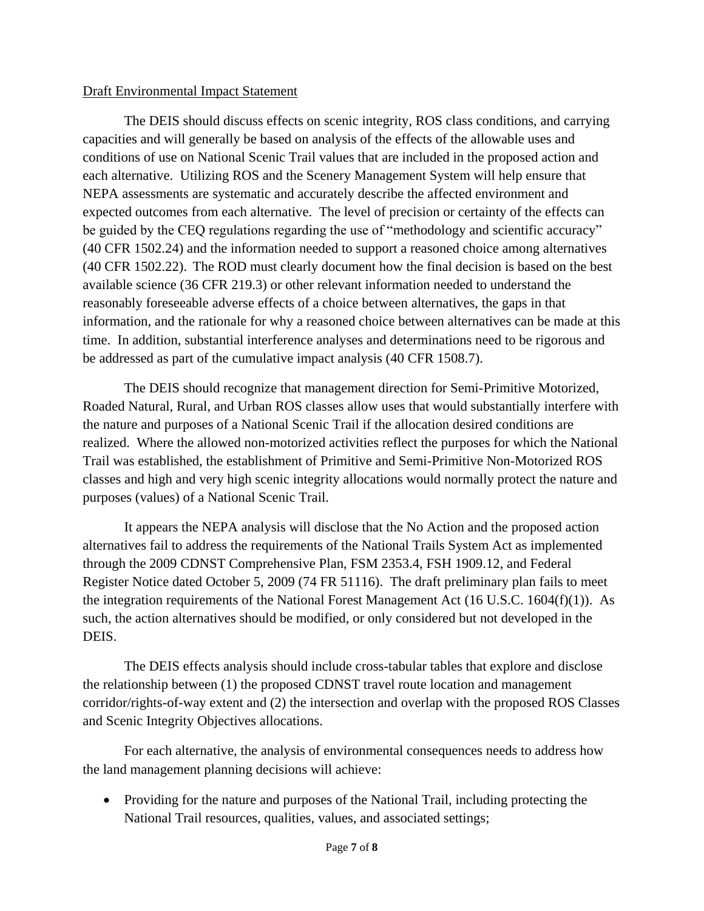<u>Draft Environmental Impact Statement</u>

The DEIS should discuss effects on scenic integrity, ROS class conditions, and carrying capacities and will generally be based on analysis of the effects of the allowable uses and conditions of use on National Scenic Trail values that are included in the proposed action and each alternative. Utilizing ROS and the Scenery Management System will help ensure that NEPA assessments are systematic and accurately describe the affected environment and expected outcomes from each alternative. The level of precision or certainty of the effects can be guided by the CEQ regulations regarding the use of "methodology and scientific accuracy" (40 CFR 1502.24) and the information needed to support a reasoned choice among alternatives (40 CFR 1502.22). The ROD must clearly document how the final decision is based on the best available science (36 CFR 219.3) or other relevant information needed to understand the reasonably foreseeable adverse effects of a choice between alternatives, the gaps in that information, and the rationale for why a reasoned choice between alternatives can be made at this time. In addition, substantial interference analyses and determinations need to be rigorous and be addressed as part of the cumulative impact analysis (40 CFR 1508.7).

The DEIS should recognize that management direction for Semi-Primitive Motorized, Roaded Natural, Rural, and Urban ROS classes allow uses that would substantially interfere with the nature and purposes of a National Scenic Trail if the allocation desired conditions are realized. Where the allowed non-motorized activities reflect the purposes for which the National Trail was established, the establishment of Primitive and Semi-Primitive Non-Motorized ROS classes and high and very high scenic integrity allocations would normally protect the nature and purposes (values) of a National Scenic Trail.

It appears the NEPA analysis will disclose that the No Action and the proposed action alternatives fail to address the requirements of the National Trails System Act as implemented through the 2009 CDNST Comprehensive Plan, FSM 2353.4, FSH 1909.12, and Federal Register Notice dated October 5, 2009 (74 FR 51116). The draft preliminary plan fails to meet the integration requirements of the National Forest Management Act (16 U.S.C. 1604(f)(1)). As such, the action alternatives should be modified, or only considered but not developed in the DEIS.

The DEIS effects analysis should include cross-tabular tables that explore and disclose the relationship between (1) the proposed CDNST travel route location and management corridor/rights-of-way extent and (2) the intersection and overlap with the proposed ROS Classes and Scenic Integrity Objectives allocations.

For each alternative, the analysis of environmental consequences needs to address how the land management planning decisions will achieve:

- Providing for the nature and purposes of the National Trail, including protecting the National Trail resources, qualities, values, and associated settings;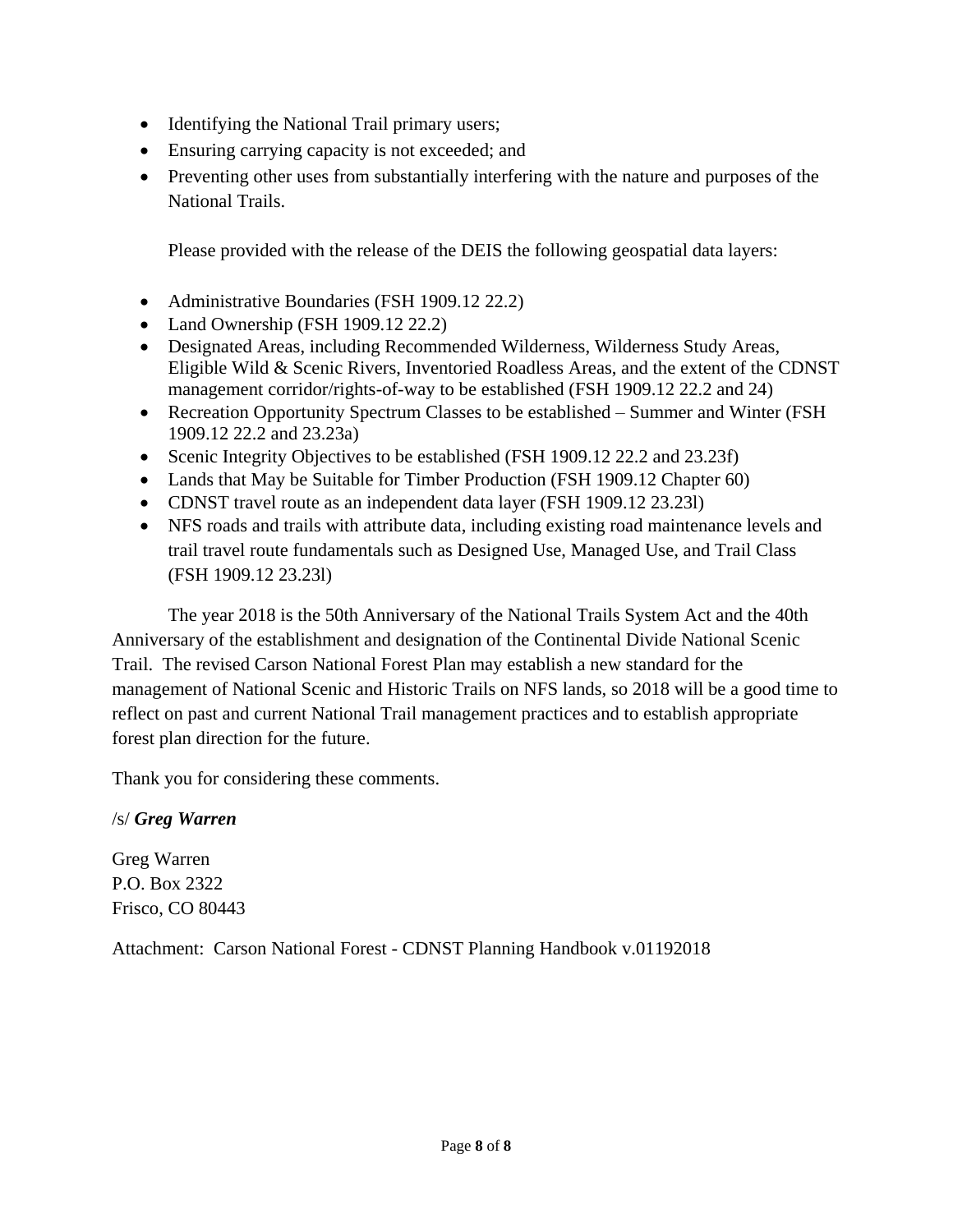- Identifying the National Trail primary users;
- Ensuring carrying capacity is not exceeded; and
- Preventing other uses from substantially interfering with the nature and purposes of the National Trails.

Please provided with the release of the DEIS the following geospatial data layers:

- Administrative Boundaries (FSH 1909.12 22.2)
- Land Ownership (FSH 1909.12 22.2)
- Designated Areas, including Recommended Wilderness, Wilderness Study Areas, Eligible Wild & Scenic Rivers, Inventoried Roadless Areas, and the extent of the CDNST management corridor/rights-of-way to be established (FSH 1909.12 22.2 and 24)
- Recreation Opportunity Spectrum Classes to be established – Summer and Winter (FSH 1909.12 22.2 and 23.23a)
- Scenic Integrity Objectives to be established (FSH 1909.12 22.2 and 23.23f)
- Lands that May be Suitable for Timber Production (FSH 1909.12 Chapter 60)
- CDNST travel route as an independent data layer (FSH 1909.12 23.23l)
- NFS roads and trails with attribute data, including existing road maintenance levels and trail travel route fundamentals such as Designed Use, Managed Use, and Trail Class (FSH 1909.12 23.23l)

The year 2018 is the 50th Anniversary of the National Trails System Act and the 40th Anniversary of the establishment and designation of the Continental Divide National Scenic Trail. The revised Carson National Forest Plan may establish a new standard for the management of National Scenic and Historic Trails on NFS lands, so 2018 will be a good time to reflect on past and current National Trail management practices and to establish appropriate forest plan direction for the future.

Thank you for considering these comments.

/s/ ***Greg Warren***

Greg Warren
P.O. Box 2322
Frisco, CO 80443

Attachment: Carson National Forest - CDNST Planning Handbook v.01192018